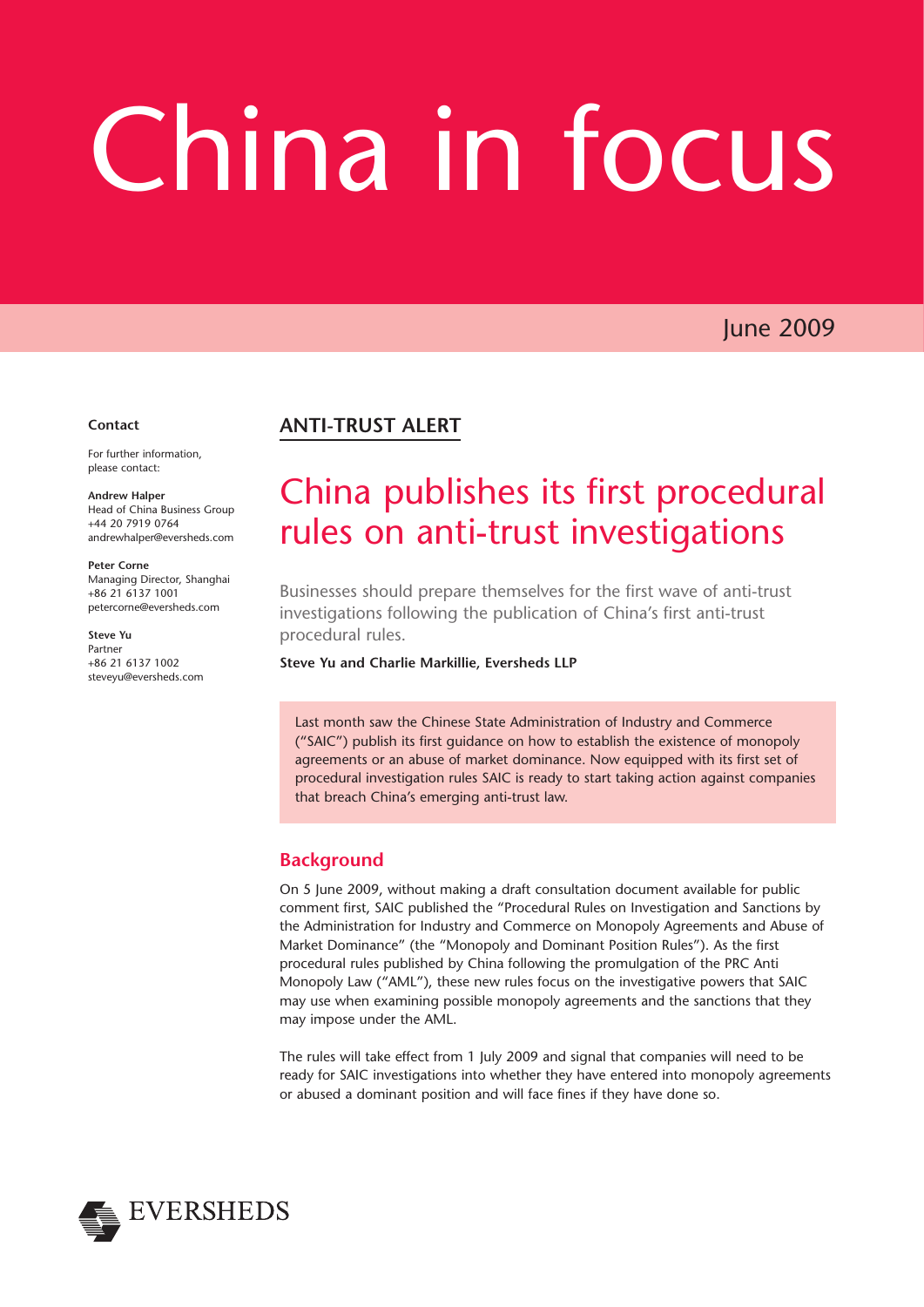# China in focus

June 2009

**Contact**

For further information, please contact:

**Andrew Halper**
Head of China Business Group
+44 20 7919 0764
andrewhalper@eversheds.com

**Peter Corne**
Managing Director, Shanghai
+86 21 6137 1001
petercorne@eversheds.com

**Steve Yu**
Partner
+86 21 6137 1002
steveyu@eversheds.com

## ANTI-TRUST ALERT

## China publishes its first procedural rules on anti-trust investigations

Businesses should prepare themselves for the first wave of anti-trust investigations following the publication of China's first anti-trust procedural rules.

**Steve Yu and Charlie Markillie, Eversheds LLP**

Last month saw the Chinese State Administration of Industry and Commerce ("SAIC") publish its first guidance on how to establish the existence of monopoly agreements or an abuse of market dominance. Now equipped with its first set of procedural investigation rules SAIC is ready to start taking action against companies that breach China's emerging anti-trust law.

### Background

On 5 June 2009, without making a draft consultation document available for public comment first, SAIC published the "Procedural Rules on Investigation and Sanctions by the Administration for Industry and Commerce on Monopoly Agreements and Abuse of Market Dominance" (the "Monopoly and Dominant Position Rules"). As the first procedural rules published by China following the promulgation of the PRC Anti Monopoly Law ("AML"), these new rules focus on the investigative powers that SAIC may use when examining possible monopoly agreements and the sanctions that they may impose under the AML.

The rules will take effect from 1 July 2009 and signal that companies will need to be ready for SAIC investigations into whether they have entered into monopoly agreements or abused a dominant position and will face fines if they have done so.

EVERSHEDS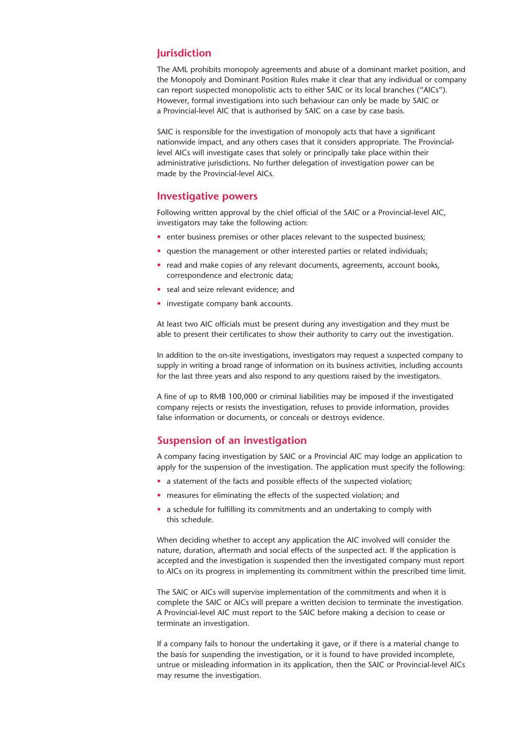## Jurisdiction

The AML prohibits monopoly agreements and abuse of a dominant market position, and the Monopoly and Dominant Position Rules make it clear that any individual or company can report suspected monopolistic acts to either SAIC or its local branches ("AICs"). However, formal investigations into such behaviour can only be made by SAIC or a Provincial-level AIC that is authorised by SAIC on a case by case basis.

SAIC is responsible for the investigation of monopoly acts that have a significant nationwide impact, and any others cases that it considers appropriate. The Provincial-level AICs will investigate cases that solely or principally take place within their administrative jurisdictions. No further delegation of investigation power can be made by the Provincial-level AICs.

## Investigative powers

Following written approval by the chief official of the SAIC or a Provincial-level AIC, investigators may take the following action:

- enter business premises or other places relevant to the suspected business;
- question the management or other interested parties or related individuals;
- read and make copies of any relevant documents, agreements, account books, correspondence and electronic data;
- seal and seize relevant evidence; and
- investigate company bank accounts.

At least two AIC officials must be present during any investigation and they must be able to present their certificates to show their authority to carry out the investigation.

In addition to the on-site investigations, investigators may request a suspected company to supply in writing a broad range of information on its business activities, including accounts for the last three years and also respond to any questions raised by the investigators.

A fine of up to RMB 100,000 or criminal liabilities may be imposed if the investigated company rejects or resists the investigation, refuses to provide information, provides false information or documents, or conceals or destroys evidence.

## Suspension of an investigation

A company facing investigation by SAIC or a Provincial AIC may lodge an application to apply for the suspension of the investigation. The application must specify the following:

- a statement of the facts and possible effects of the suspected violation;
- measures for eliminating the effects of the suspected violation; and
- a schedule for fulfilling its commitments and an undertaking to comply with this schedule.

When deciding whether to accept any application the AIC involved will consider the nature, duration, aftermath and social effects of the suspected act. If the application is accepted and the investigation is suspended then the investigated company must report to AICs on its progress in implementing its commitment within the prescribed time limit.

The SAIC or AICs will supervise implementation of the commitments and when it is complete the SAIC or AICs will prepare a written decision to terminate the investigation. A Provincial-level AIC must report to the SAIC before making a decision to cease or terminate an investigation.

If a company fails to honour the undertaking it gave, or if there is a material change to the basis for suspending the investigation, or it is found to have provided incomplete, untrue or misleading information in its application, then the SAIC or Provincial-level AICs may resume the investigation.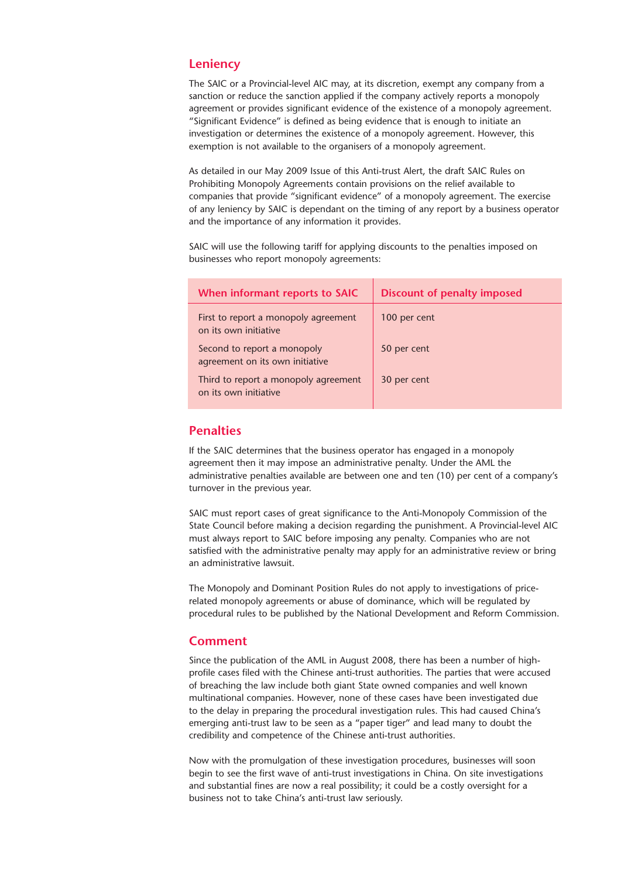## Leniency

The SAIC or a Provincial-level AIC may, at its discretion, exempt any company from a sanction or reduce the sanction applied if the company actively reports a monopoly agreement or provides significant evidence of the existence of a monopoly agreement. "Significant Evidence" is defined as being evidence that is enough to initiate an investigation or determines the existence of a monopoly agreement. However, this exemption is not available to the organisers of a monopoly agreement.

As detailed in our May 2009 Issue of this Anti-trust Alert, the draft SAIC Rules on Prohibiting Monopoly Agreements contain provisions on the relief available to companies that provide "significant evidence" of a monopoly agreement. The exercise of any leniency by SAIC is dependant on the timing of any report by a business operator and the importance of any information it provides.

SAIC will use the following tariff for applying discounts to the penalties imposed on businesses who report monopoly agreements:

| When informant reports to SAIC | Discount of penalty imposed |
|---|---|
| First to report a monopoly agreement on its own initiative | 100 per cent |
| Second to report a monopoly agreement on its own initiative | 50 per cent |
| Third to report a monopoly agreement on its own initiative | 30 per cent |

## Penalties

If the SAIC determines that the business operator has engaged in a monopoly agreement then it may impose an administrative penalty. Under the AML the administrative penalties available are between one and ten (10) per cent of a company's turnover in the previous year.

SAIC must report cases of great significance to the Anti-Monopoly Commission of the State Council before making a decision regarding the punishment. A Provincial-level AIC must always report to SAIC before imposing any penalty. Companies who are not satisfied with the administrative penalty may apply for an administrative review or bring an administrative lawsuit.

The Monopoly and Dominant Position Rules do not apply to investigations of price-related monopoly agreements or abuse of dominance, which will be regulated by procedural rules to be published by the National Development and Reform Commission.

## Comment

Since the publication of the AML in August 2008, there has been a number of high-profile cases filed with the Chinese anti-trust authorities. The parties that were accused of breaching the law include both giant State owned companies and well known multinational companies. However, none of these cases have been investigated due to the delay in preparing the procedural investigation rules. This had caused China's emerging anti-trust law to be seen as a "paper tiger" and lead many to doubt the credibility and competence of the Chinese anti-trust authorities.

Now with the promulgation of these investigation procedures, businesses will soon begin to see the first wave of anti-trust investigations in China. On site investigations and substantial fines are now a real possibility; it could be a costly oversight for a business not to take China's anti-trust law seriously.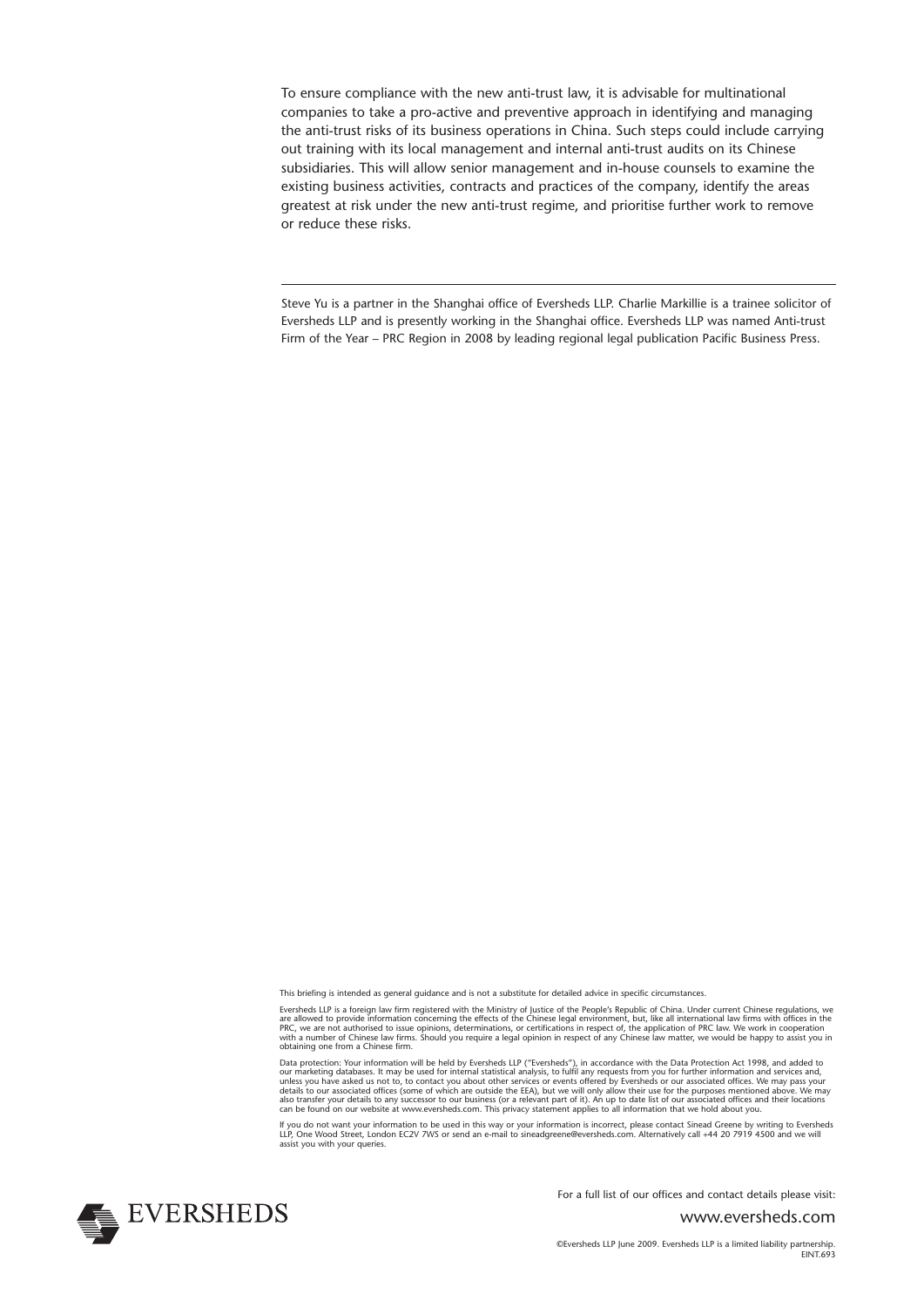To ensure compliance with the new anti-trust law, it is advisable for multinational companies to take a pro-active and preventive approach in identifying and managing the anti-trust risks of its business operations in China. Such steps could include carrying out training with its local management and internal anti-trust audits on its Chinese subsidiaries. This will allow senior management and in-house counsels to examine the existing business activities, contracts and practices of the company, identify the areas greatest at risk under the new anti-trust regime, and prioritise further work to remove or reduce these risks.

---

Steve Yu is a partner in the Shanghai office of Eversheds LLP. Charlie Markillie is a trainee solicitor of Eversheds LLP and is presently working in the Shanghai office. Eversheds LLP was named Anti-trust Firm of the Year – PRC Region in 2008 by leading regional legal publication Pacific Business Press.

This briefing is intended as general guidance and is not a substitute for detailed advice in specific circumstances.

Eversheds LLP is a foreign law firm registered with the Ministry of Justice of the People's Republic of China. Under current Chinese regulations, we are allowed to provide information concerning the effects of the Chinese legal environment, but, like all international law firms with offices in the PRC, we are not authorised to issue opinions, determinations, or certifications in respect of, the application of PRC law. We work in cooperation with a number of Chinese law firms. Should you require a legal opinion in respect of any Chinese law matter, we would be happy to assist you in obtaining one from a Chinese firm.

Data protection: Your information will be held by Eversheds LLP ("Eversheds"), in accordance with the Data Protection Act 1998, and added to our marketing databases. It may be used for internal statistical analysis, to fulfil any requests from you for further information and services and, unless you have asked us not to, to contact you about other services or events offered by Eversheds or our associated offices. We may pass your details to our associated offices (some of which are outside the EEA), but we will only allow their use for the purposes mentioned above. We may also transfer your details to any successor to our business (or a relevant part of it). An up to date list of our associated offices and their locations can be found on our website at www.eversheds.com. This privacy statement applies to all information that we hold about you.

If you do not want your information to be used in this way or your information is incorrect, please contact Sinead Greene by writing to Eversheds LLP, One Wood Street, London EC2V 7WS or send an e-mail to sineadgreene@eversheds.com. Alternatively call +44 20 7919 4500 and we will assist you with your queries.

EVERSHEDS

For a full list of our offices and contact details please visit:

www.eversheds.com

©Eversheds LLP June 2009. Eversheds LLP is a limited liability partnership.
EINT.693